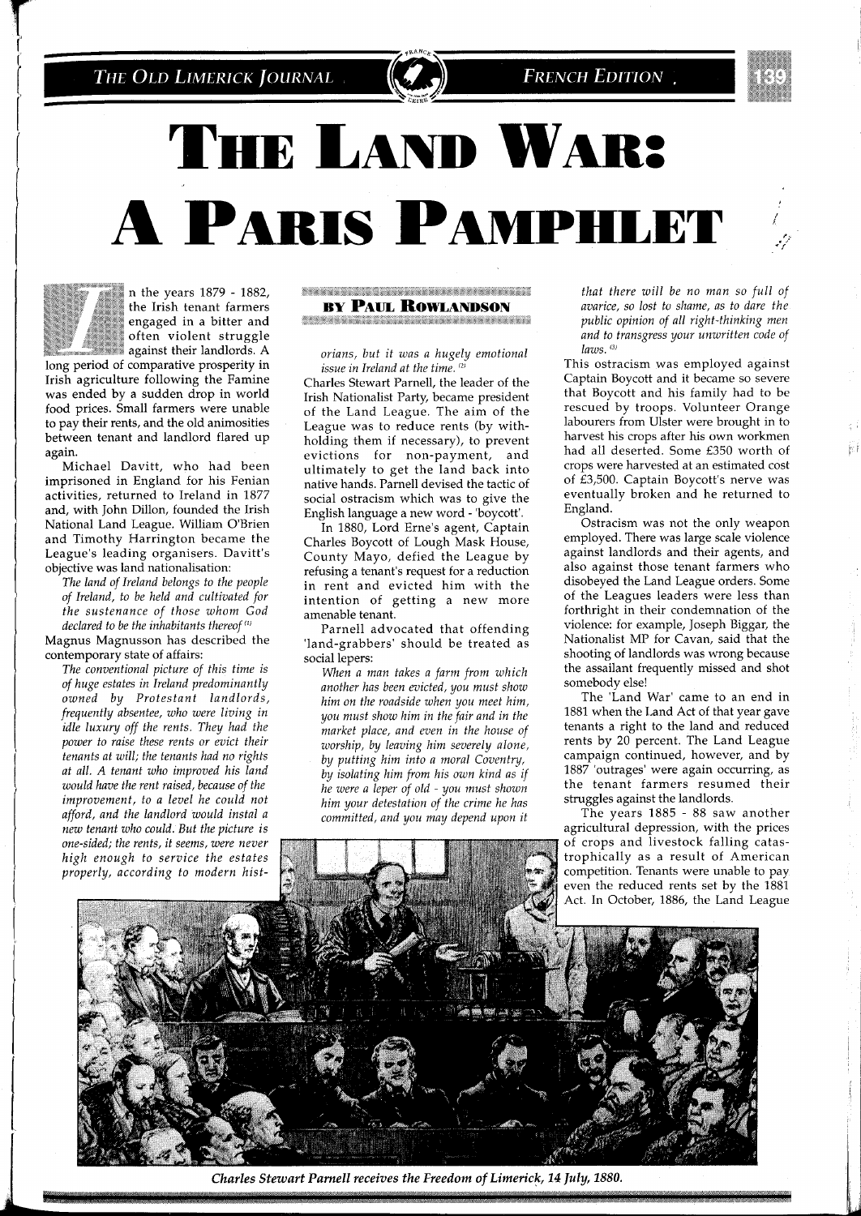# THE LAND WAR: A PARIS PAMPHLET

**BY PAUL ROWLANDSON**

In the years 1879 - 1882, the Irish tenant farmers engaged in a bitter and often violent struggle against their landlords. A long period of comparative prosperity in Irish agriculture following the Famine was ended by a sudden drop in world food prices. Small farmers were unable to pay their rents, and the old animosities between tenant and landlord flared up again.

Michael Davitt, who had been imprisoned in England for his Fenian activities, returned to Ireland in 1877 and, with John Dillon, founded the Irish National Land League. William O'Brien and Timothy Harrington became the League's leading organisers. Davitt's objective was land nationalisation:

*The land of Ireland belongs to the people of Ireland, to be held and cultivated for the sustenance of those whom God declared to be the inhabitants thereof* [1]

Magnus Magnusson has described the contemporary state of affairs:

*The conventional picture of this time is of huge estates in Ireland predominantly owned by Protestant landlords, frequently absentee, who were living in idle luxury off the rents. They had the power to raise these rents or evict their tenants at will; the tenants had no rights at all. A tenant who improved his land would have the rent raised, because of the improvement, to a level he could not afford, and the landlord would instal a new tenant who could. But the picture is one-sided; the rents, it seems, were never high enough to service the estates properly, according to modern historians, but it was a hugely emotional issue in Ireland at the time.* [2]

Charles Stewart Parnell, the leader of the Irish Nationalist Party, became president of the Land League. The aim of the League was to reduce rents (by withholding them if necessary), to prevent evictions for non-payment, and ultimately to get the land back into native hands. Parnell devised the tactic of social ostracism which was to give the English language a new word - 'boycott'.

In 1880, Lord Erne's agent, Captain Charles Boycott of Lough Mask House, County Mayo, defied the League by refusing a tenant's request for a reduction in rent and evicted him with the intention of getting a new more amenable tenant.

Parnell advocated that offending 'land-grabbers' should be treated as social lepers:

*When a man takes a farm from which another has been evicted, you must show him on the roadside when you meet him, you must show him in the fair and in the market place, and even in the house of worship, by leaving him severely alone, by putting him into a moral Coventry, by isolating him from his own kind as if he were a leper of old - you must shown him your detestation of the crime he has committed, and you may depend upon it that there will be no man so full of avarice, so lost to shame, as to dare the public opinion of all right-thinking men and to transgress your unwritten code of laws.* [3]

This ostracism was employed against Captain Boycott and it became so severe that Boycott and his family had to be rescued by troops. Volunteer Orange labourers from Ulster were brought in to harvest his crops after his own workmen had all deserted. Some £350 worth of crops were harvested at an estimated cost of £3,500. Captain Boycott's nerve was eventually broken and he returned to England.

Ostracism was not the only weapon employed. There was large scale violence against landlords and their agents, and also against those tenant farmers who disobeyed the Land League orders. Some of the Leagues leaders were less than forthright in their condemnation of the violence: for example, Joseph Biggar, the Nationalist MP for Cavan, said that the shooting of landlords was wrong because the assailant frequently missed and shot somebody else!

The 'Land War' came to an end in 1881 when the Land Act of that year gave tenants a right to the land and reduced rents by 20 percent. The Land League campaign continued, however, and by 1887 'outrages' were again occurring, as the tenant farmers resumed their struggles against the landlords.

The years 1885 - 88 saw another agricultural depression, with the prices of crops and livestock falling catastrophically as a result of American competition. Tenants were unable to pay even the reduced rents set by the 1881 Act. In October, 1886, the Land League

*Charles Stewart Parnell receives the Freedom of Limerick, 14 July, 1880.*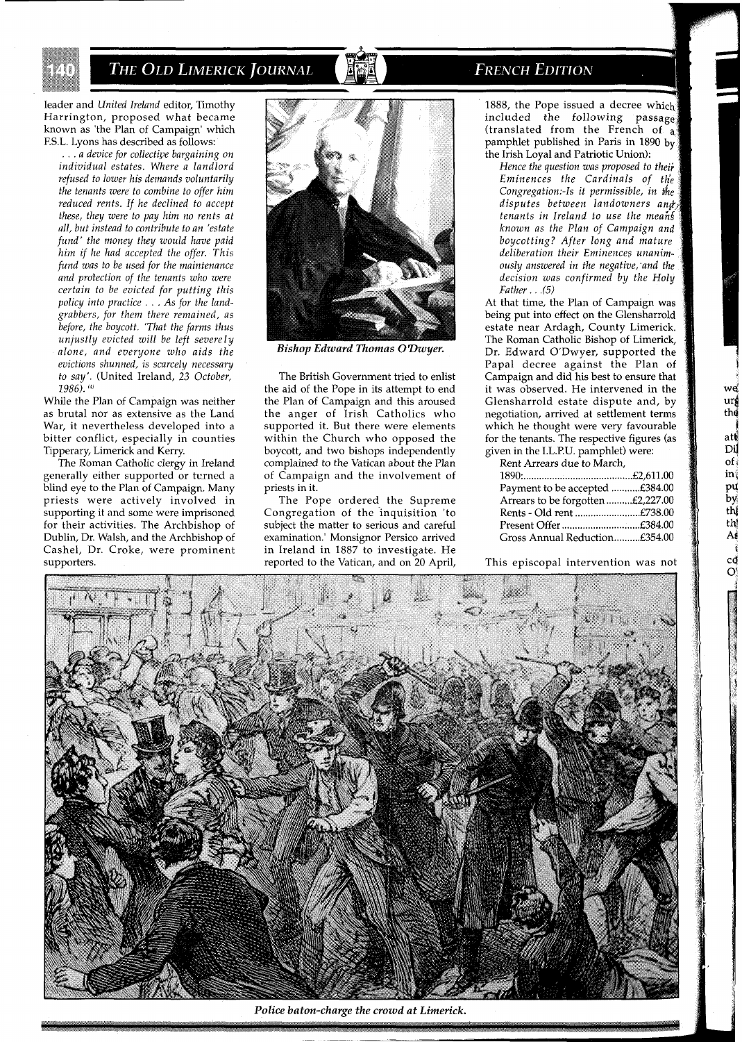leader and *United Ireland* editor, Timothy Harrington, proposed what became known as 'the Plan of Campaign' which F.S.L. Lyons has described as follows:

> *. . . a device for collective bargaining on individual estates. Where a landlord refused to lower his demands voluntarily the tenants were to combine to offer him reduced rents. If he declined to accept these, they were to pay him no rents at all, but instead to contribute to an 'estate fund' the money they would have paid him if he had accepted the offer. This fund was to be used for the maintenance and protection of the tenants who were certain to be evicted for putting this policy into practice . . . As for the land-grabbers, for them there remained, as before, the boycott. 'That the farms thus unjustly evicted will be left severely alone, and everyone who aids the evictions shunned, is scarcely necessary to say'.* (United Ireland, 23 October, 1986).[4]

While the Plan of Campaign was neither as brutal nor as extensive as the Land War, it nevertheless developed into a bitter conflict, especially in counties Tipperary, Limerick and Kerry.

The Roman Catholic clergy in Ireland generally either supported or turned a blind eye to the Plan of Campaign. Many priests were actively involved in supporting it and some were imprisoned for their activities. The Archbishop of Dublin, Dr. Walsh, and the Archbishop of Cashel, Dr. Croke, were prominent supporters.

*Bishop Edward Thomas O'Dwyer.*

The British Government tried to enlist the aid of the Pope in its attempt to end the Plan of Campaign and this aroused the anger of Irish Catholics who supported it. But there were elements within the Church who opposed the boycott, and two bishops independently complained to the Vatican about the Plan of Campaign and the involvement of priests in it.

The Pope ordered the Supreme Congregation of the inquisition 'to subject the matter to serious and careful examination.' Monsignor Persico arrived in Ireland in 1887 to investigate. He reported to the Vatican, and on 20 April, 1888, the Pope issued a decree which included the following passage (translated from the French of a pamphlet published in Paris in 1890 by the Irish Loyal and Patriotic Union):

> *Hence the question was proposed to their Eminences the Cardinals of the Congregation:-Is it permissible, in the disputes between landowners and tenants in Ireland to use the means known as the Plan of Campaign and boycotting? After long and mature deliberation their Eminences unanimously answered in the negative, and the decision was confirmed by the Holy Father . . .*(5)

At that time, the Plan of Campaign was being put into effect on the Glensharrold estate near Ardagh, County Limerick. The Roman Catholic Bishop of Limerick, Dr. Edward O'Dwyer, supported the Papal decree against the Plan of Campaign and did his best to ensure that it was observed. He intervened in the Glensharrold estate dispute and, by negotiation, arrived at settlement terms which he thought were very favourable for the tenants. The respective figures (as given in the I.L.P.U. pamphlet) were:

| | |
|---|---|
| Rent Arrears due to March, 1890: | £2,611.00 |
| Payment to be accepted | £384.00 |
| Arrears to be forgotten | £2,227.00 |
| Rents - Old rent | £738.00 |
| Present Offer | £384.00 |
| Gross Annual Reduction | £354.00 |

This episcopal intervention was not

*Police baton-charge the crowd at Limerick.*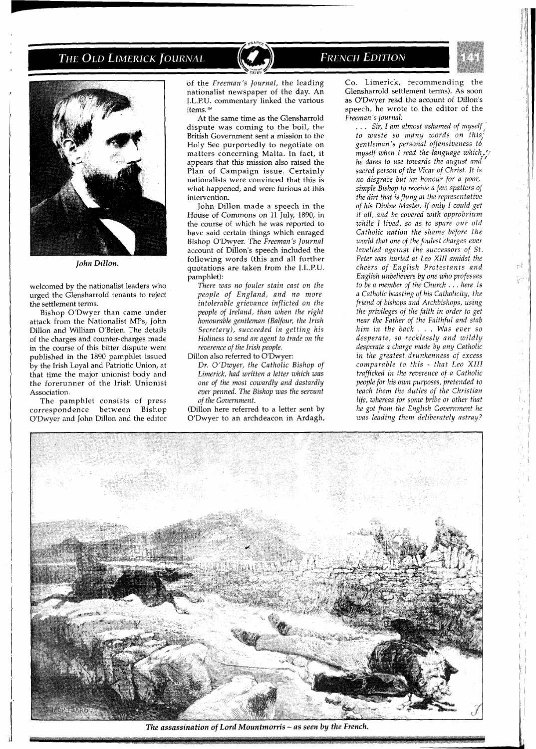*John Dillon.*

welcomed by the nationalist leaders who urged the Glensharrold tenants to reject the settlement terms.

Bishop O'Dwyer than came under attack from the Nationalist MPs, John Dillon and William O'Brien. The details of the charges and counter-charges made in the course of this bitter dispute were published in the 1890 pamphlet issued by the Irish Loyal and Patriotic Union, at that time the major unionist body and the forerunner of the Irish Unionist Association.

The pamphlet consists of press correspondence between Bishop O'Dwyer and John Dillon and the editor of the *Freeman's Journal*, the leading nationalist newspaper of the day. An I.L.P.U. commentary linked the various items.[6]

At the same time as the Glensharrold dispute was coming to the boil, the British Government sent a mission to the Holy See purportedly to negotiate on matters concerning Malta. In fact, it appears that this mission also raised the Plan of Campaign issue. Certainly nationalists were convinced that this is what happened, and were furious at this intervention.

John Dillon made a speech in the House of Commons on 11 July, 1890, in the course of which he was reported to have said certain things which enraged Bishop O'Dwyer. The *Freeman's Journal* account of Dillon's speech included the following words (this and all further quotations are taken from the I.L.P.U. pamphlet):

> *There was no fouler stain cast on the people of England, and no more intolerable grievance inflicted on the people of Ireland, than when the right honourable gentleman (Balfour, the Irish Secretary), succeeded in getting his Holiness to send an agent to trade on the reverence of the Irish people.*

Dillon also referred to O'Dwyer:

> *Dr. O'Dwyer, the Catholic Bishop of Limerick, had written a letter which was one of the most cowardly and dastardly ever penned. The Bishop was the servant of the Government.*

(Dillon here referred to a letter sent by O'Dwyer to an archdeacon in Ardagh, Co. Limerick, recommending the Glensharrold settlement terms). As soon as O'Dwyer read the account of Dillon's speech, he wrote to the editor of the *Freeman's Journal*:

> *. . . Sir, I am almost ashamed of myself to waste so many words on this gentleman's personal offensiveness to myself when I read the language which he dares to use towards the august and sacred person of the Vicar of Christ. It is no disgrace but an honour for a poor, simple Bishop to receive a few spatters of the dirt that is flung at the representative of his Divine Master. If only I could get it all, and be covered with opprobrium while I lived, so as to spare our old Catholic nation the shame before the world that one of the foulest charges ever levelled against the successors of St. Peter was hurled at Leo XIII amidst the cheers of English Protestants and English unbelievers by one who professes to be a member of the Church . . . here is a Catholic boasting of his Catholicity, the friend of bishops and Archbishops, using the privileges of the faith in order to get near the Father of the Faithful and stab him in the back . . . Was ever so desperate, so recklessly and wildly desperate a charge made by any Catholic in the greatest drunkenness of excess comparable to this - that Leo XIII trafficked in the reverence of a Catholic people for his own purposes, pretended to teach them the duties of the Christian life, whereas for some bribe or other that he got from the English Government he was leading them deliberately astray?*

*The assassination of Lord Mountmorris – as seen by the French.*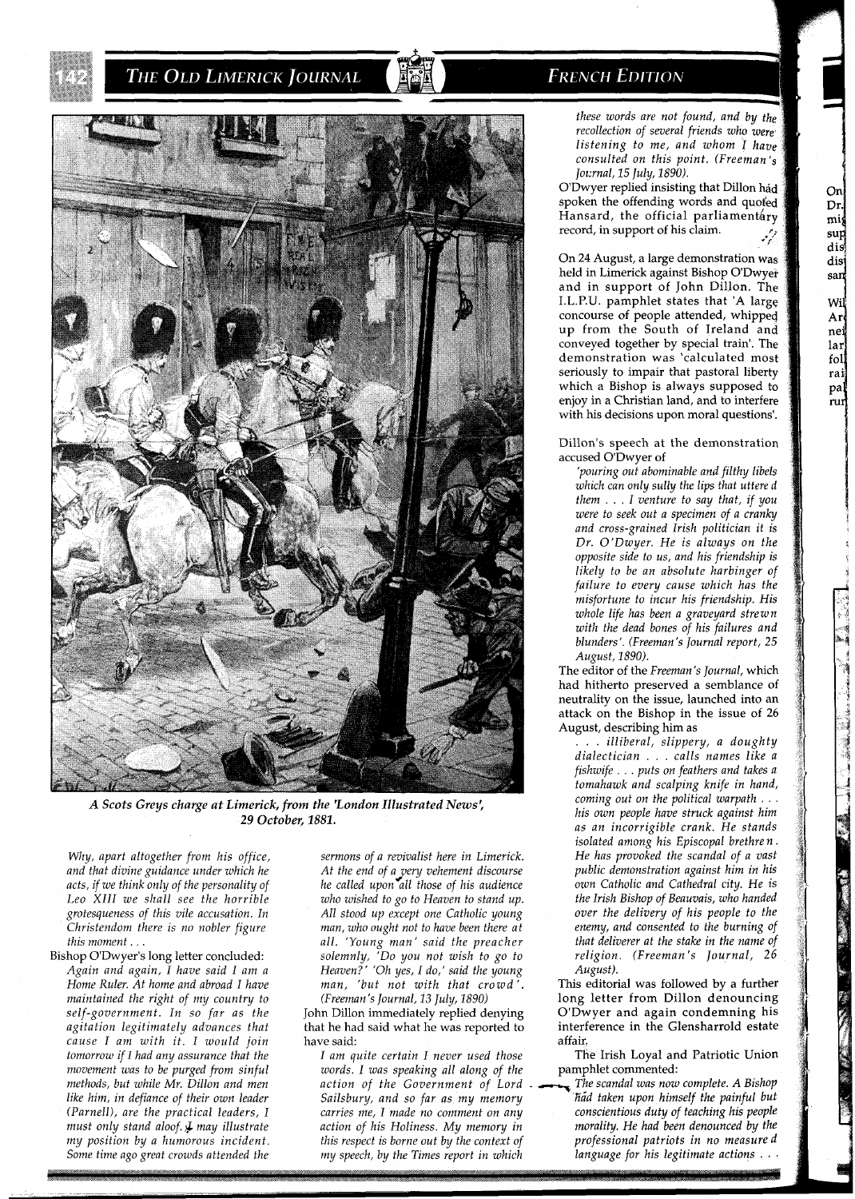A Scots Greys charge at Limerick, from the 'London Illustrated News', 29 October, 1881.

*Why, apart altogether from his office, and that divine guidance under which he acts, if we think only of the personality of Leo XIII we shall see the horrible grotesqueness of this vile accusation. In Christendom there is no nobler figure this moment . . .*

Bishop O'Dwyer's long letter concluded:

*Again and again, I have said I am a Home Ruler. At home and abroad I have maintained the right of my country to self-government. In so far as the agitation legitimately advances that cause I am with it. I would join tomorrow if I had any assurance that the movement was to be purged from sinful methods, but while Mr. Dillon and men like him, in defiance of their own leader (Parnell), are the practical leaders, I must only stand aloof. I may illustrate my position by a humorous incident. Some time ago great crowds attended the sermons of a revivalist here in Limerick. At the end of a very vehement discourse he called upon all those of his audience who wished to go to Heaven to stand up. All stood up except one Catholic young man, who ought not to have been there at all. 'Young man' said the preacher solemnly, 'Do you not wish to go to Heaven?' 'Oh yes, I do,' said the young man, 'but not with that crowd'. (Freeman's Journal, 13 July, 1890)*

John Dillon immediately replied denying that he had said what he was reported to have said:

*I am quite certain I never used those words. I was speaking all along of the action of the Government of Lord Sailsbury, and so far as my memory carries me, I made no comment on any action of his Holiness. My memory in this respect is borne out by the context of my speech, by the Times report in which these words are not found, and by the recollection of several friends who were listening to me, and whom I have consulted on this point. (Freeman's Journal, 15 July, 1890).*

O'Dwyer replied insisting that Dillon had spoken the offending words and quoted Hansard, the official parliamentary record, in support of his claim.

On 24 August, a large demonstration was held in Limerick against Bishop O'Dwyer and in support of John Dillon. The I.L.P.U. pamphlet states that 'A large concourse of people attended, whipped up from the South of Ireland and conveyed together by special train'. The demonstration was 'calculated most seriously to impair that pastoral liberty which a Bishop is always supposed to enjoy in a Christian land, and to interfere with his decisions upon moral questions'.

Dillon's speech at the demonstration accused O'Dwyer of

*'pouring out abominable and filthy libels which can only sully the lips that uttered them . . . I venture to say that, if you were to seek out a specimen of a cranky and cross-grained Irish politician it is Dr. O'Dwyer. He is always on the opposite side to us, and his friendship is likely to be an absolute harbinger of failure to every cause which has the misfortune to incur his friendship. His whole life has been a graveyard strewn with the dead bones of his failures and blunders'. (Freeman's Journal report, 25 August, 1890).*

The editor of the *Freeman's Journal*, which had hitherto preserved a semblance of neutrality on the issue, launched into an attack on the Bishop in the issue of 26 August, describing him as

*. . . illiberal, slippery, a doughty dialectician . . . calls names like a fishwife . . . puts on feathers and takes a tomahawk and scalping knife in hand, coming out on the political warpath . . . his own people have struck against him as an incorrigible crank. He stands isolated among his Episcopal brethren. He has provoked the scandal of a vast public demonstration against him in his own Catholic and Cathedral city. He is the Irish Bishop of Beauvais, who handed over the delivery of his people to the enemy, and consented to the burning of that deliverer at the stake in the name of religion. (Freeman's Journal, 26 August).*

This editorial was followed by a further long letter from Dillon denouncing O'Dwyer and again condemning his interference in the Glensharrold estate affair.

The Irish Loyal and Patriotic Union pamphlet commented:

*The scandal was now complete. A Bishop had taken upon himself the painful but conscientious duty of teaching his people morality. He had been denounced by the professional patriots in no measured language for his legitimate actions . . .*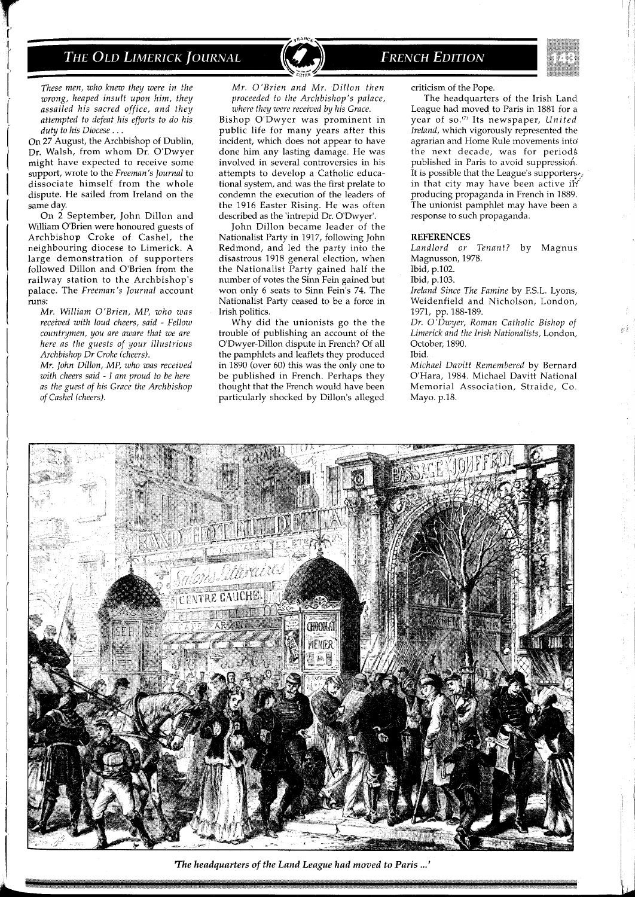*These men, who knew they were in the wrong, heaped insult upon him, they assailed his sacred office, and they attempted to defeat his efforts to do his duty to his Diocese . . .*

On 27 August, the Archbishop of Dublin, Dr. Walsh, from whom Dr. O'Dwyer might have expected to receive some support, wrote to the *Freeman's Journal* to dissociate himself from the whole dispute. He sailed from Ireland on the same day.

On 2 September, John Dillon and William O'Brien were honoured guests of Archbishop Croke of Cashel, the neighbouring diocese to Limerick. A large demonstration of supporters followed Dillon and O'Brien from the railway station to the Archbishop's palace. The *Freeman's Journal* account runs:

*Mr. William O'Brien, MP, who was received with loud cheers, said - Fellow countrymen, you are aware that we are here as the guests of your illustrious Archbishop Dr Croke (cheers).*

*Mr. John Dillon, MP, who was received with cheers said - I am proud to be here as the guest of his Grace the Archbishop of Cashel (cheers).*

*Mr. O'Brien and Mr. Dillon then proceeded to the Archbishop's palace, where they were received by his Grace.*

Bishop O'Dwyer was prominent in public life for many years after this incident, which does not appear to have done him any lasting damage. He was involved in several controversies in his attempts to develop a Catholic educational system, and was the first prelate to condemn the execution of the leaders of the 1916 Easter Rising. He was often described as the 'intrepid Dr. O'Dwyer'.

John Dillon became leader of the Nationalist Party in 1917, following John Redmond, and led the party into the disastrous 1918 general election, when the Nationalist Party gained half the number of votes the Sinn Fein gained but won only 6 seats to Sinn Fein's 74. The Nationalist Party ceased to be a force in Irish politics.

Why did the unionists go the the trouble of publishing an account of the O'Dwyer-Dillon dispute in French? Of all the pamphlets and leaflets they produced in 1890 (over 60) this was the only one to be published in French. Perhaps they thought that the French would have been particularly shocked by Dillon's alleged criticism of the Pope.

The headquarters of the Irish Land League had moved to Paris in 1881 for a year of so.[7] Its newspaper, *United Ireland*, which vigorously represented the agrarian and Home Rule movements into the next decade, was for periods published in Paris to avoid suppression. It is possible that the League's supporters in that city may have been active in producing propaganda in French in 1889. The unionist pamphlet may have been a response to such propaganda.

## REFERENCES

*Landlord or Tenant?* by Magnus Magnusson, 1978.

Ibid, p.102.

Ibid, p.103.

*Ireland Since The Famine* by F.S.L. Lyons, Weidenfield and Nicholson, London, 1971, pp. 188-189.

*Dr. O'Dwyer, Roman Catholic Bishop of Limerick and the Irish Nationalists,* London, October, 1890.

Ibid.

*Michael Davitt Remembered* by Bernard O'Hara, 1984. Michael Davitt National Memorial Association, Straide, Co. Mayo. p.18.

*'The headquarters of the Land League had moved to Paris ...'*